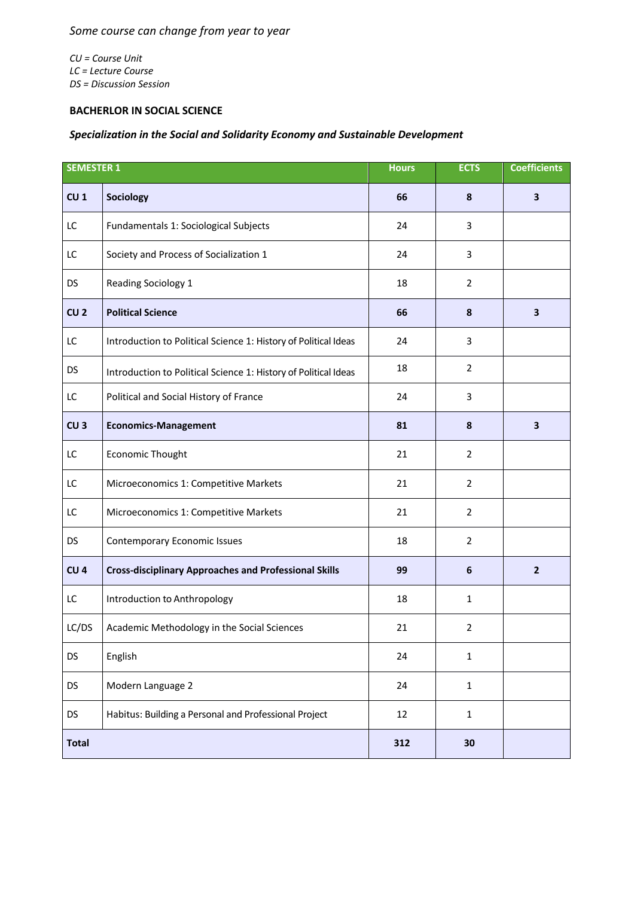*Some course can change from year to year*

*CU = Course Unit*
*LC = Lecture Course*
*DS = Discussion Session*

**BACHERLOR IN SOCIAL SCIENCE**

***Specialization in the Social and Solidarity Economy and Sustainable Development***

| SEMESTER 1 | | Hours | ECTS | Coefficients |
|---|---|---|---|---|
| **CU 1** | **Sociology** | **66** | **8** | **3** |
| LC | Fundamentals 1: Sociological Subjects | 24 | 3 | |
| LC | Society and Process of Socialization 1 | 24 | 3 | |
| DS | Reading Sociology 1 | 18 | 2 | |
| **CU 2** | **Political Science** | **66** | **8** | **3** |
| LC | Introduction to Political Science 1: History of Political Ideas | 24 | 3 | |
| DS | Introduction to Political Science 1: History of Political Ideas | 18 | 2 | |
| LC | Political and Social History of France | 24 | 3 | |
| **CU 3** | **Economics-Management** | **81** | **8** | **3** |
| LC | Economic Thought | 21 | 2 | |
| LC | Microeconomics 1: Competitive Markets | 21 | 2 | |
| LC | Microeconomics 1: Competitive Markets | 21 | 2 | |
| DS | Contemporary Economic Issues | 18 | 2 | |
| **CU 4** | **Cross-disciplinary Approaches and Professional Skills** | **99** | **6** | **2** |
| LC | Introduction to Anthropology | 18 | 1 | |
| LC/DS | Academic Methodology in the Social Sciences | 21 | 2 | |
| DS | English | 24 | 1 | |
| DS | Modern Language 2 | 24 | 1 | |
| DS | Habitus: Building a Personal and Professional Project | 12 | 1 | |
| **Total** | | **312** | **30** | |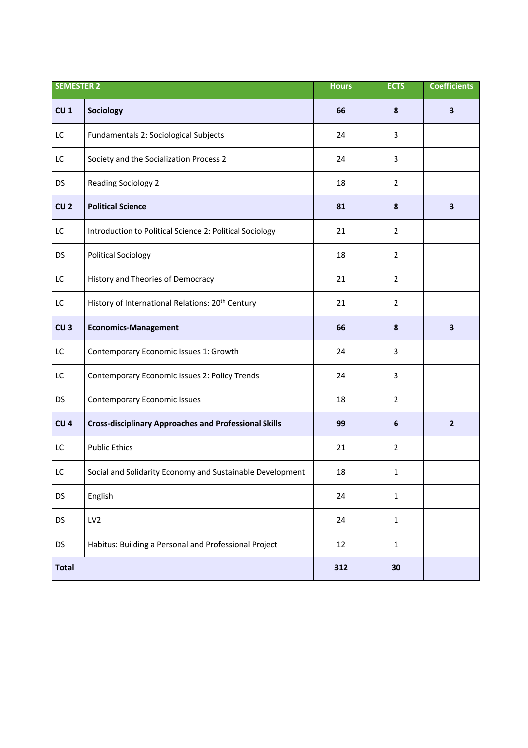| SEMESTER 2 | | Hours | ECTS | Coefficients |
|---|---|---|---|---|
| **CU 1** | **Sociology** | **66** | **8** | **3** |
| LC | Fundamentals 2: Sociological Subjects | 24 | 3 | |
| LC | Society and the Socialization Process 2 | 24 | 3 | |
| DS | Reading Sociology 2 | 18 | 2 | |
| **CU 2** | **Political Science** | **81** | **8** | **3** |
| LC | Introduction to Political Science 2: Political Sociology | 21 | 2 | |
| DS | Political Sociology | 18 | 2 | |
| LC | History and Theories of Democracy | 21 | 2 | |
| LC | History of International Relations: 20th Century | 21 | 2 | |
| **CU 3** | **Economics-Management** | **66** | **8** | **3** |
| LC | Contemporary Economic Issues 1: Growth | 24 | 3 | |
| LC | Contemporary Economic Issues 2: Policy Trends | 24 | 3 | |
| DS | Contemporary Economic Issues | 18 | 2 | |
| **CU 4** | **Cross-disciplinary Approaches and Professional Skills** | **99** | **6** | **2** |
| LC | Public Ethics | 21 | 2 | |
| LC | Social and Solidarity Economy and Sustainable Development | 18 | 1 | |
| DS | English | 24 | 1 | |
| DS | LV2 | 24 | 1 | |
| DS | Habitus: Building a Personal and Professional Project | 12 | 1 | |
| **Total** | | **312** | **30** | |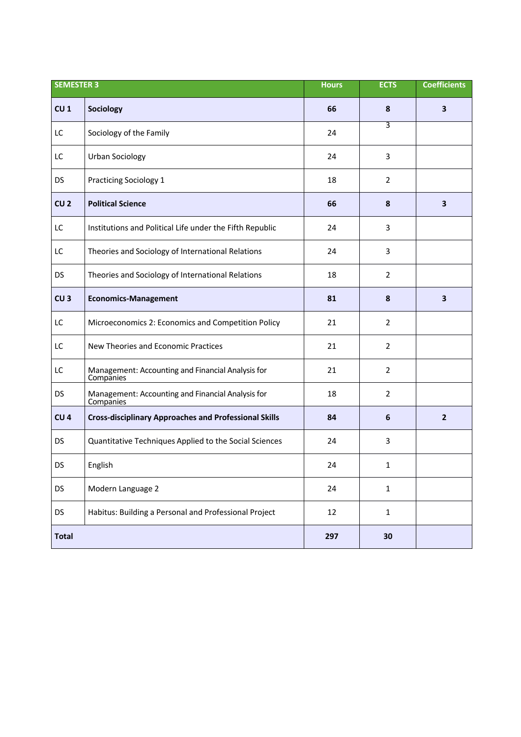| SEMESTER 3 | | Hours | ECTS | Coefficients |
|---|---|---|---|---|
| **CU 1** | **Sociology** | **66** | **8** | **3** |
| LC | Sociology of the Family | 24 | 3 | |
| LC | Urban Sociology | 24 | 3 | |
| DS | Practicing Sociology 1 | 18 | 2 | |
| **CU 2** | **Political Science** | **66** | **8** | **3** |
| LC | Institutions and Political Life under the Fifth Republic | 24 | 3 | |
| LC | Theories and Sociology of International Relations | 24 | 3 | |
| DS | Theories and Sociology of International Relations | 18 | 2 | |
| **CU 3** | **Economics-Management** | **81** | **8** | **3** |
| LC | Microeconomics 2: Economics and Competition Policy | 21 | 2 | |
| LC | New Theories and Economic Practices | 21 | 2 | |
| LC | Management: Accounting and Financial Analysis for Companies | 21 | 2 | |
| DS | Management: Accounting and Financial Analysis for Companies | 18 | 2 | |
| **CU 4** | **Cross-disciplinary Approaches and Professional Skills** | **84** | **6** | **2** |
| DS | Quantitative Techniques Applied to the Social Sciences | 24 | 3 | |
| DS | English | 24 | 1 | |
| DS | Modern Language 2 | 24 | 1 | |
| DS | Habitus: Building a Personal and Professional Project | 12 | 1 | |
| **Total** | | **297** | **30** | |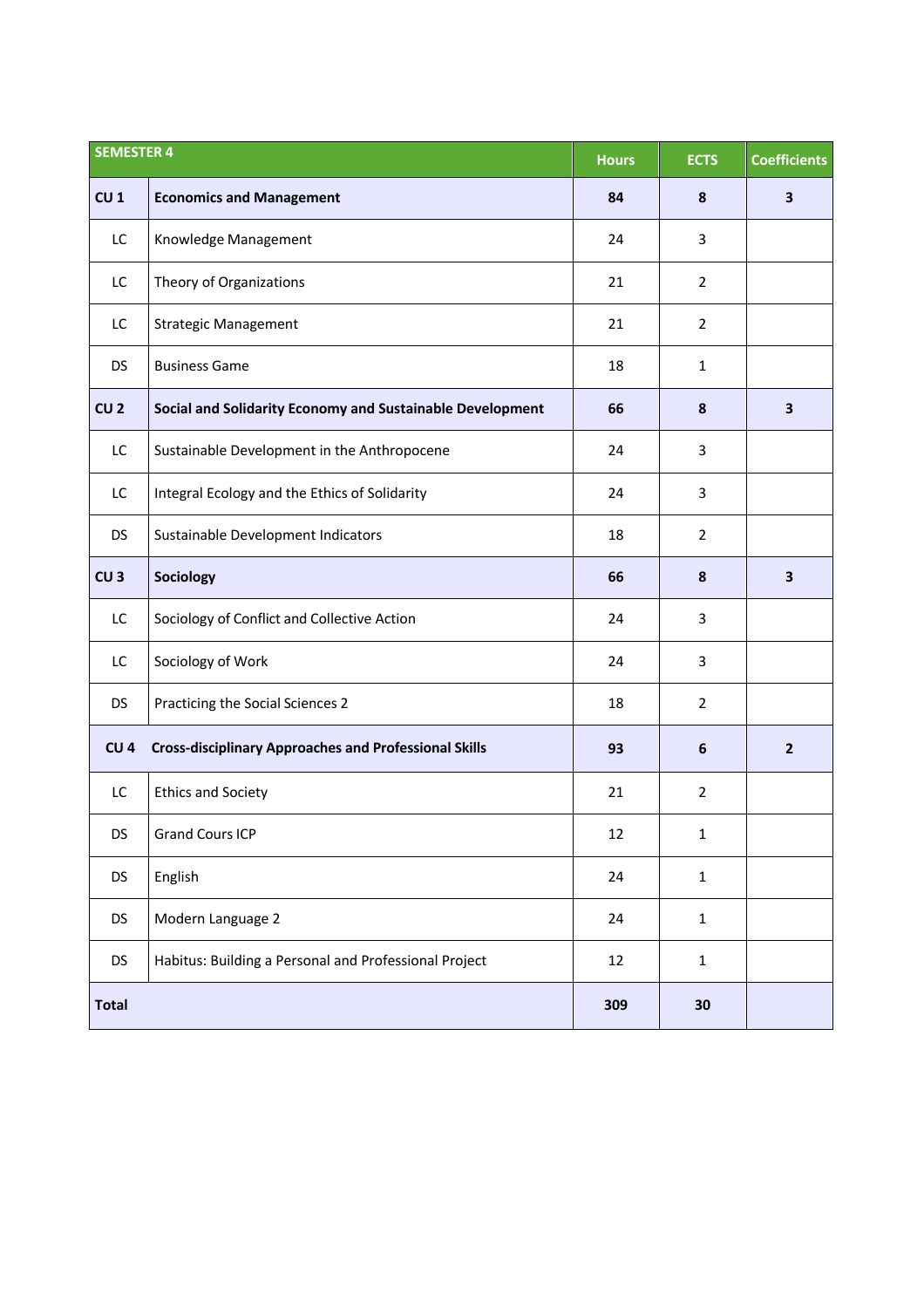| SEMESTER 4 | | Hours | ECTS | Coefficients |
|---|---|---|---|---|
| **CU 1** | **Economics and Management** | **84** | **8** | **3** |
| LC | Knowledge Management | 24 | 3 | |
| LC | Theory of Organizations | 21 | 2 | |
| LC | Strategic Management | 21 | 2 | |
| DS | Business Game | 18 | 1 | |
| **CU 2** | **Social and Solidarity Economy and Sustainable Development** | **66** | **8** | **3** |
| LC | Sustainable Development in the Anthropocene | 24 | 3 | |
| LC | Integral Ecology and the Ethics of Solidarity | 24 | 3 | |
| DS | Sustainable Development Indicators | 18 | 2 | |
| **CU 3** | **Sociology** | **66** | **8** | **3** |
| LC | Sociology of Conflict and Collective Action | 24 | 3 | |
| LC | Sociology of Work | 24 | 3 | |
| DS | Practicing the Social Sciences 2 | 18 | 2 | |
| **CU 4** | **Cross-disciplinary Approaches and Professional Skills** | **93** | **6** | **2** |
| LC | Ethics and Society | 21 | 2 | |
| DS | Grand Cours ICP | 12 | 1 | |
| DS | English | 24 | 1 | |
| DS | Modern Language 2 | 24 | 1 | |
| DS | Habitus: Building a Personal and Professional Project | 12 | 1 | |
| **Total** | | **309** | **30** | |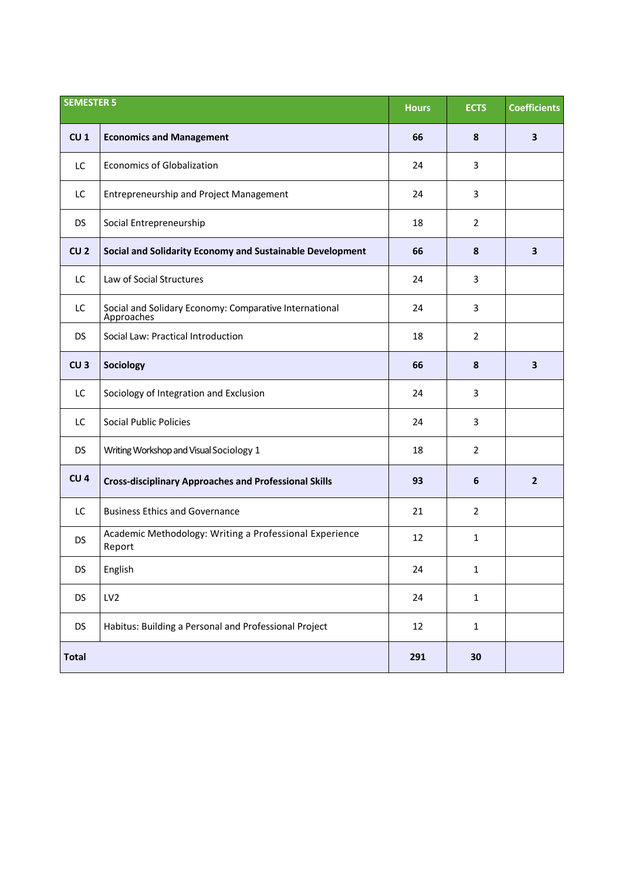| SEMESTER 5 | | Hours | ECTS | Coefficients |
|---|---|---|---|---|
| **CU 1** | **Economics and Management** | **66** | **8** | **3** |
| LC | Economics of Globalization | 24 | 3 | |
| LC | Entrepreneurship and Project Management | 24 | 3 | |
| DS | Social Entrepreneurship | 18 | 2 | |
| **CU 2** | **Social and Solidarity Economy and Sustainable Development** | **66** | **8** | **3** |
| LC | Law of Social Structures | 24 | 3 | |
| LC | Social and Solidary Economy: Comparative International Approaches | 24 | 3 | |
| DS | Social Law: Practical Introduction | 18 | 2 | |
| **CU 3** | **Sociology** | **66** | **8** | **3** |
| LC | Sociology of Integration and Exclusion | 24 | 3 | |
| LC | Social Public Policies | 24 | 3 | |
| DS | Writing Workshop and Visual Sociology 1 | 18 | 2 | |
| **CU 4** | **Cross-disciplinary Approaches and Professional Skills** | **93** | **6** | **2** |
| LC | Business Ethics and Governance | 21 | 2 | |
| DS | Academic Methodology: Writing a Professional Experience Report | 12 | 1 | |
| DS | English | 24 | 1 | |
| DS | LV2 | 24 | 1 | |
| DS | Habitus: Building a Personal and Professional Project | 12 | 1 | |
| **Total** | | **291** | **30** | |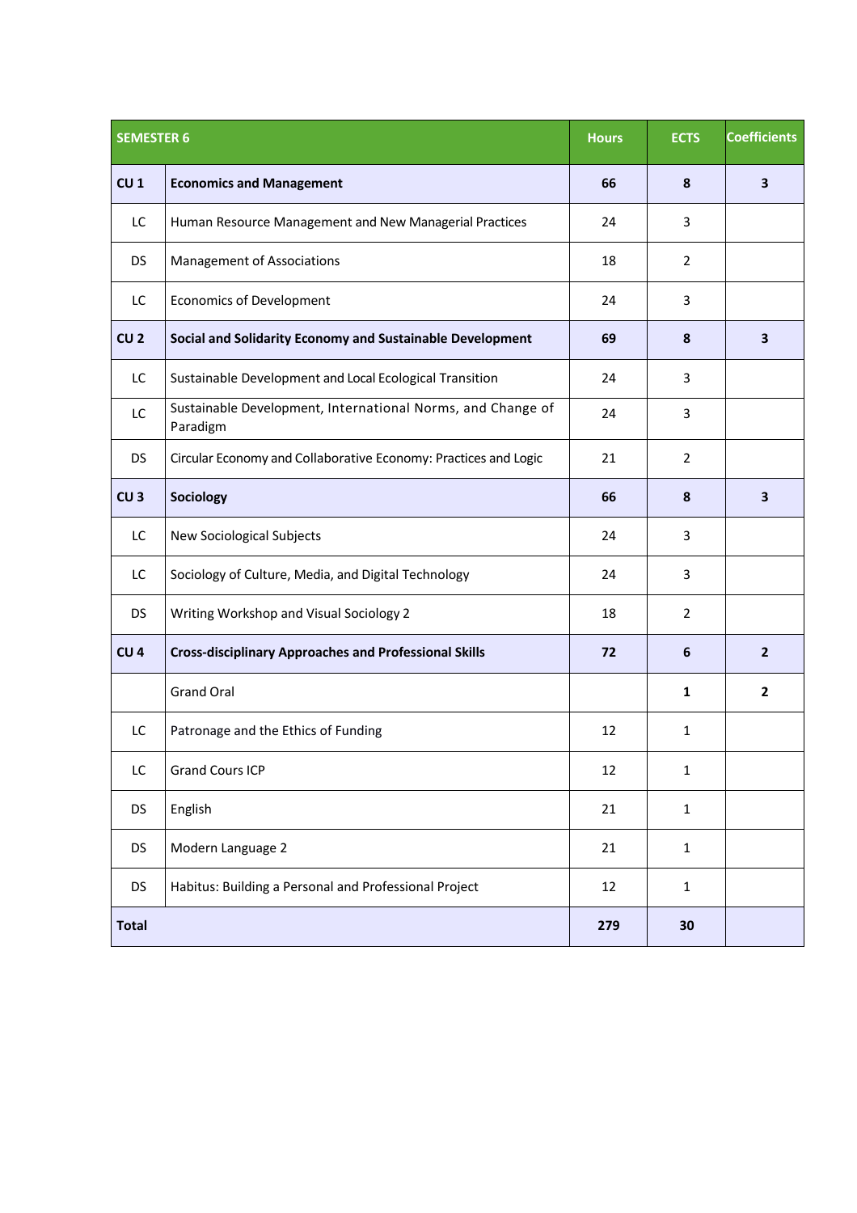| SEMESTER 6 | | Hours | ECTS | Coefficients |
|---|---|---|---|---|
| **CU 1** | **Economics and Management** | **66** | **8** | **3** |
| LC | Human Resource Management and New Managerial Practices | 24 | 3 | |
| DS | Management of Associations | 18 | 2 | |
| LC | Economics of Development | 24 | 3 | |
| **CU 2** | **Social and Solidarity Economy and Sustainable Development** | **69** | **8** | **3** |
| LC | Sustainable Development and Local Ecological Transition | 24 | 3 | |
| LC | Sustainable Development, International Norms, and Change of Paradigm | 24 | 3 | |
| DS | Circular Economy and Collaborative Economy: Practices and Logic | 21 | 2 | |
| **CU 3** | **Sociology** | **66** | **8** | **3** |
| LC | New Sociological Subjects | 24 | 3 | |
| LC | Sociology of Culture, Media, and Digital Technology | 24 | 3 | |
| DS | Writing Workshop and Visual Sociology 2 | 18 | 2 | |
| **CU 4** | **Cross-disciplinary Approaches and Professional Skills** | **72** | **6** | **2** |
| | Grand Oral | | **1** | **2** |
| LC | Patronage and the Ethics of Funding | 12 | 1 | |
| LC | Grand Cours ICP | 12 | 1 | |
| DS | English | 21 | 1 | |
| DS | Modern Language 2 | 21 | 1 | |
| DS | Habitus: Building a Personal and Professional Project | 12 | 1 | |
| **Total** | | **279** | **30** | |